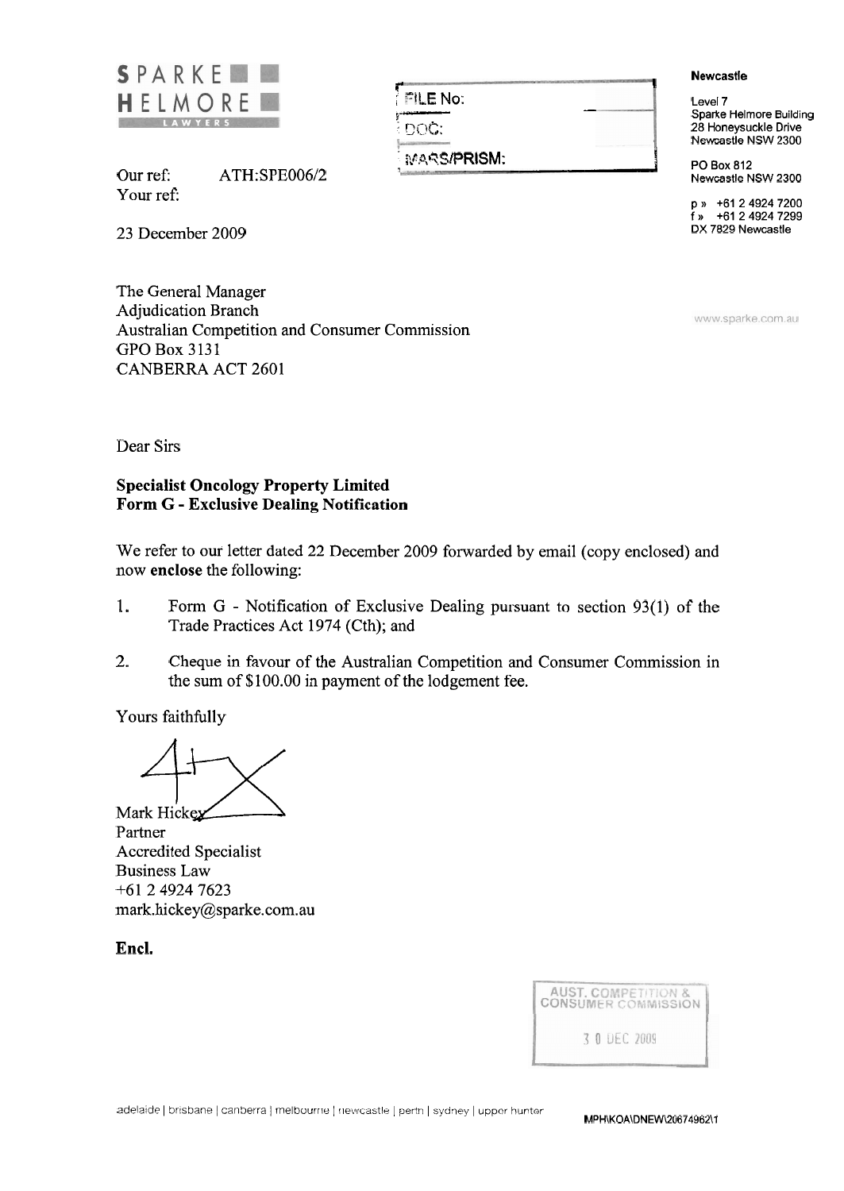**SPARKE HELMORE**
LAWYERS

| FILE No: | |
|---|---|
| DOC: | |
| MARS/PRISM: | |

**Newcastle**

Level 7
Sparke Helmore Building
28 Honeysuckle Drive
Newcastle NSW 2300

PO Box 812
Newcastle NSW 2300

p » +61 2 4924 7200
f » +61 2 4924 7299
DX 7829 Newcastle

www.sparke.com.au

Our ref: ATH:SPE006/2
Your ref:

23 December 2009

The General Manager
Adjudication Branch
Australian Competition and Consumer Commission
GPO Box 3131
CANBERRA ACT 2601

Dear Sirs

**Specialist Oncology Property Limited**
**Form G - Exclusive Dealing Notification**

We refer to our letter dated 22 December 2009 forwarded by email (copy enclosed) and now **enclose** the following:

1. Form G - Notification of Exclusive Dealing pursuant to section 93(1) of the Trade Practices Act 1974 (Cth); and

2. Cheque in favour of the Australian Competition and Consumer Commission in the sum of $100.00 in payment of the lodgement fee.

Yours faithfully

Mark Hickey
Partner
Accredited Specialist
Business Law
+61 2 4924 7623
mark.hickey@sparke.com.au

**Encl.**

AUST. COMPETITION & CONSUMER COMMISSION
30 DEC 2009

adelaide | brisbane | canberra | melbourne | newcastle | perth | sydney | upper hunter

MPH\KOA\DNEW\20674962\1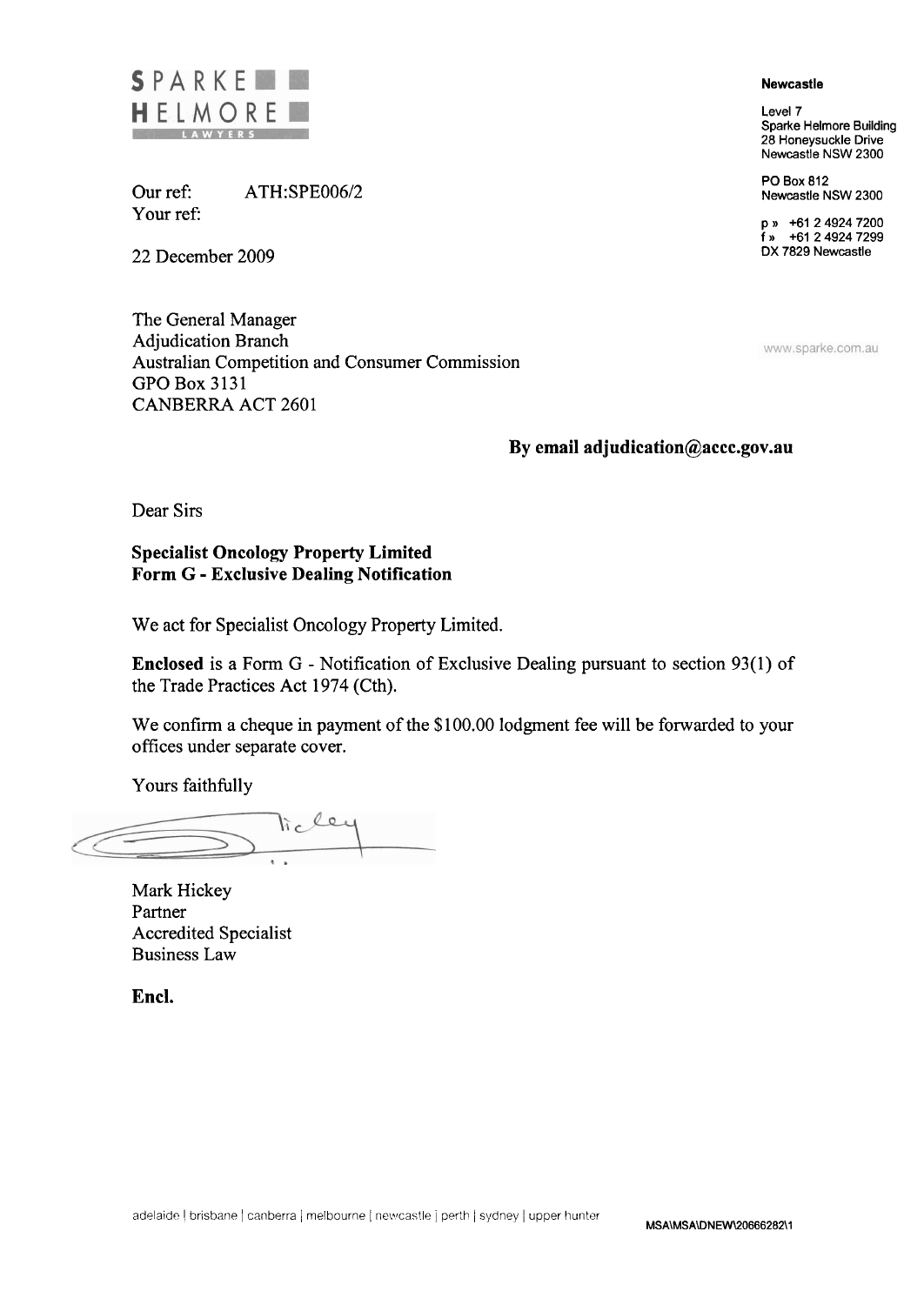**SPARKE HELMORE**
LAWYERS

**Newcastle**

Level 7
Sparke Helmore Building
28 Honeysuckle Drive
Newcastle NSW 2300

PO Box 812
Newcastle NSW 2300

p » +61 2 4924 7200
f » +61 2 4924 7299
DX 7829 Newcastle

www.sparke.com.au

Our ref: ATH:SPE006/2
Your ref:

22 December 2009

The General Manager
Adjudication Branch
Australian Competition and Consumer Commission
GPO Box 3131
CANBERRA ACT 2601

**By email adjudication@accc.gov.au**

Dear Sirs

**Specialist Oncology Property Limited**
**Form G - Exclusive Dealing Notification**

We act for Specialist Oncology Property Limited.

**Enclosed** is a Form G - Notification of Exclusive Dealing pursuant to section 93(1) of the Trade Practices Act 1974 (Cth).

We confirm a cheque in payment of the $100.00 lodgment fee will be forwarded to your offices under separate cover.

Yours faithfully

Mark Hickey
Partner
Accredited Specialist
Business Law

**Encl.**

adelaide | brisbane | canberra | melbourne | newcastle | perth | sydney | upper hunter

MSA\MSA\DNEW\20666282\1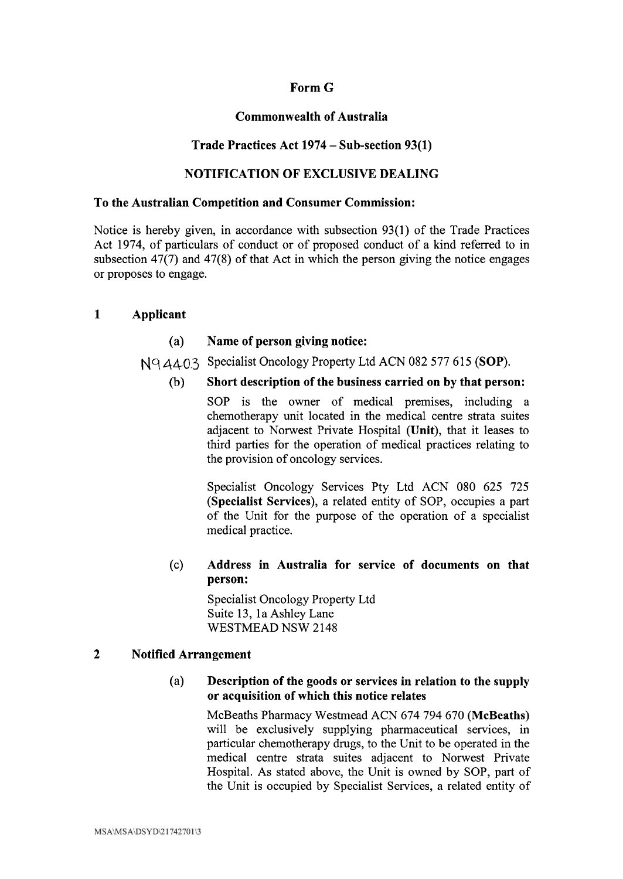**Form G**

**Commonwealth of Australia**

**Trade Practices Act 1974 – Sub-section 93(1)**

**NOTIFICATION OF EXCLUSIVE DEALING**

**To the Australian Competition and Consumer Commission:**

Notice is hereby given, in accordance with subsection 93(1) of the Trade Practices Act 1974, of particulars of conduct or of proposed conduct of a kind referred to in subsection 47(7) and 47(8) of that Act in which the person giving the notice engages or proposes to engage.

## 1 Applicant

**(a) Name of person giving notice:**

N94403 Specialist Oncology Property Ltd ACN 082 577 615 (**SOP**).

**(b) Short description of the business carried on by that person:**

SOP is the owner of medical premises, including a chemotherapy unit located in the medical centre strata suites adjacent to Norwest Private Hospital (**Unit**), that it leases to third parties for the operation of medical practices relating to the provision of oncology services.

Specialist Oncology Services Pty Ltd ACN 080 625 725 (**Specialist Services**), a related entity of SOP, occupies a part of the Unit for the purpose of the operation of a specialist medical practice.

**(c) Address in Australia for service of documents on that person:**

Specialist Oncology Property Ltd
Suite 13, 1a Ashley Lane
WESTMEAD NSW 2148

## 2 Notified Arrangement

**(a) Description of the goods or services in relation to the supply or acquisition of which this notice relates**

McBeaths Pharmacy Westmead ACN 674 794 670 (**McBeaths**) will be exclusively supplying pharmaceutical services, in particular chemotherapy drugs, to the Unit to be operated in the medical centre strata suites adjacent to Norwest Private Hospital. As stated above, the Unit is owned by SOP, part of the Unit is occupied by Specialist Services, a related entity of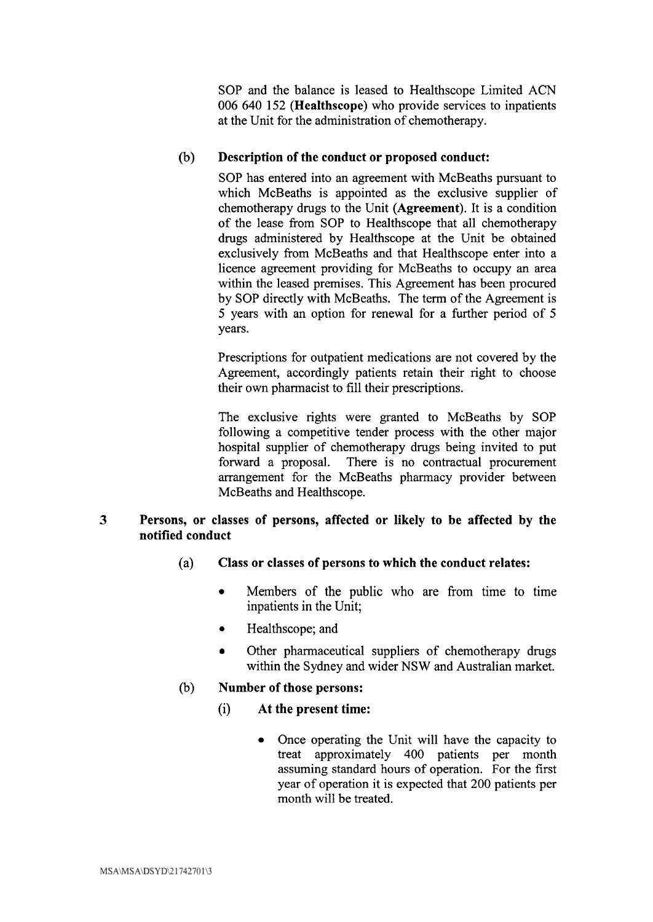SOP and the balance is leased to Healthscope Limited ACN 006 640 152 (**Healthscope**) who provide services to inpatients at the Unit for the administration of chemotherapy.

**(b) Description of the conduct or proposed conduct:**

SOP has entered into an agreement with McBeaths pursuant to which McBeaths is appointed as the exclusive supplier of chemotherapy drugs to the Unit (**Agreement**). It is a condition of the lease from SOP to Healthscope that all chemotherapy drugs administered by Healthscope at the Unit be obtained exclusively from McBeaths and that Healthscope enter into a licence agreement providing for McBeaths to occupy an area within the leased premises. This Agreement has been procured by SOP directly with McBeaths. The term of the Agreement is 5 years with an option for renewal for a further period of 5 years.

Prescriptions for outpatient medications are not covered by the Agreement, accordingly patients retain their right to choose their own pharmacist to fill their prescriptions.

The exclusive rights were granted to McBeaths by SOP following a competitive tender process with the other major hospital supplier of chemotherapy drugs being invited to put forward a proposal. There is no contractual procurement arrangement for the McBeaths pharmacy provider between McBeaths and Healthscope.

## 3 Persons, or classes of persons, affected or likely to be affected by the notified conduct

**(a) Class or classes of persons to which the conduct relates:**

- Members of the public who are from time to time inpatients in the Unit;
- Healthscope; and
- Other pharmaceutical suppliers of chemotherapy drugs within the Sydney and wider NSW and Australian market.

**(b) Number of those persons:**

**(i) At the present time:**

- Once operating the Unit will have the capacity to treat approximately 400 patients per month assuming standard hours of operation. For the first year of operation it is expected that 200 patients per month will be treated.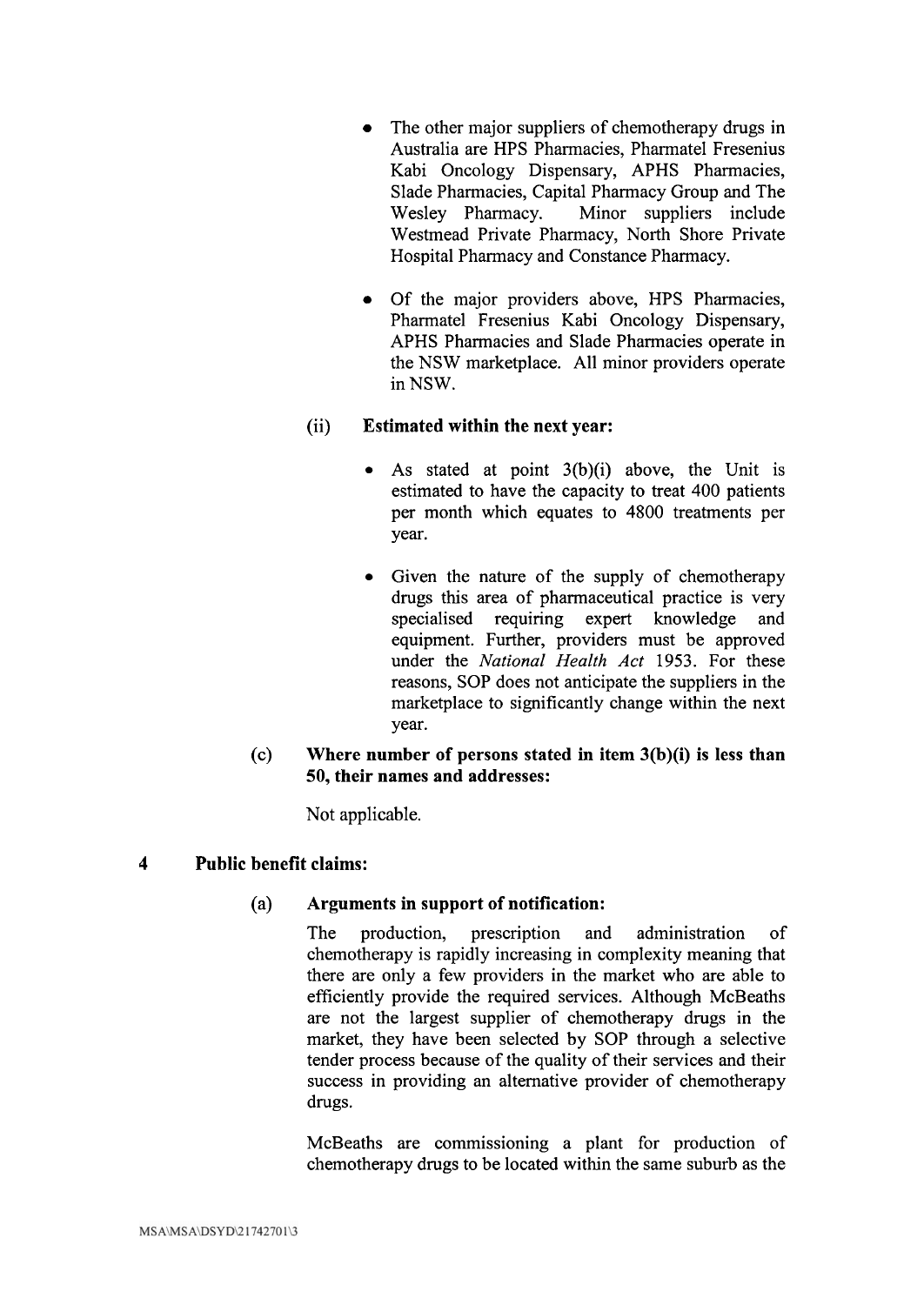- The other major suppliers of chemotherapy drugs in Australia are HPS Pharmacies, Pharmatel Fresenius Kabi Oncology Dispensary, APHS Pharmacies, Slade Pharmacies, Capital Pharmacy Group and The Wesley Pharmacy. Minor suppliers include Westmead Private Pharmacy, North Shore Private Hospital Pharmacy and Constance Pharmacy.

- Of the major providers above, HPS Pharmacies, Pharmatel Fresenius Kabi Oncology Dispensary, APHS Pharmacies and Slade Pharmacies operate in the NSW marketplace. All minor providers operate in NSW.

(ii) **Estimated within the next year:**

- As stated at point 3(b)(i) above, the Unit is estimated to have the capacity to treat 400 patients per month which equates to 4800 treatments per year.

- Given the nature of the supply of chemotherapy drugs this area of pharmaceutical practice is very specialised requiring expert knowledge and equipment. Further, providers must be approved under the *National Health Act* 1953. For these reasons, SOP does not anticipate the suppliers in the marketplace to significantly change within the next year.

(c) **Where number of persons stated in item 3(b)(i) is less than 50, their names and addresses:**

Not applicable.

## 4 Public benefit claims:

(a) **Arguments in support of notification:**

The production, prescription and administration of chemotherapy is rapidly increasing in complexity meaning that there are only a few providers in the market who are able to efficiently provide the required services. Although McBeaths are not the largest supplier of chemotherapy drugs in the market, they have been selected by SOP through a selective tender process because of the quality of their services and their success in providing an alternative provider of chemotherapy drugs.

McBeaths are commissioning a plant for production of chemotherapy drugs to be located within the same suburb as the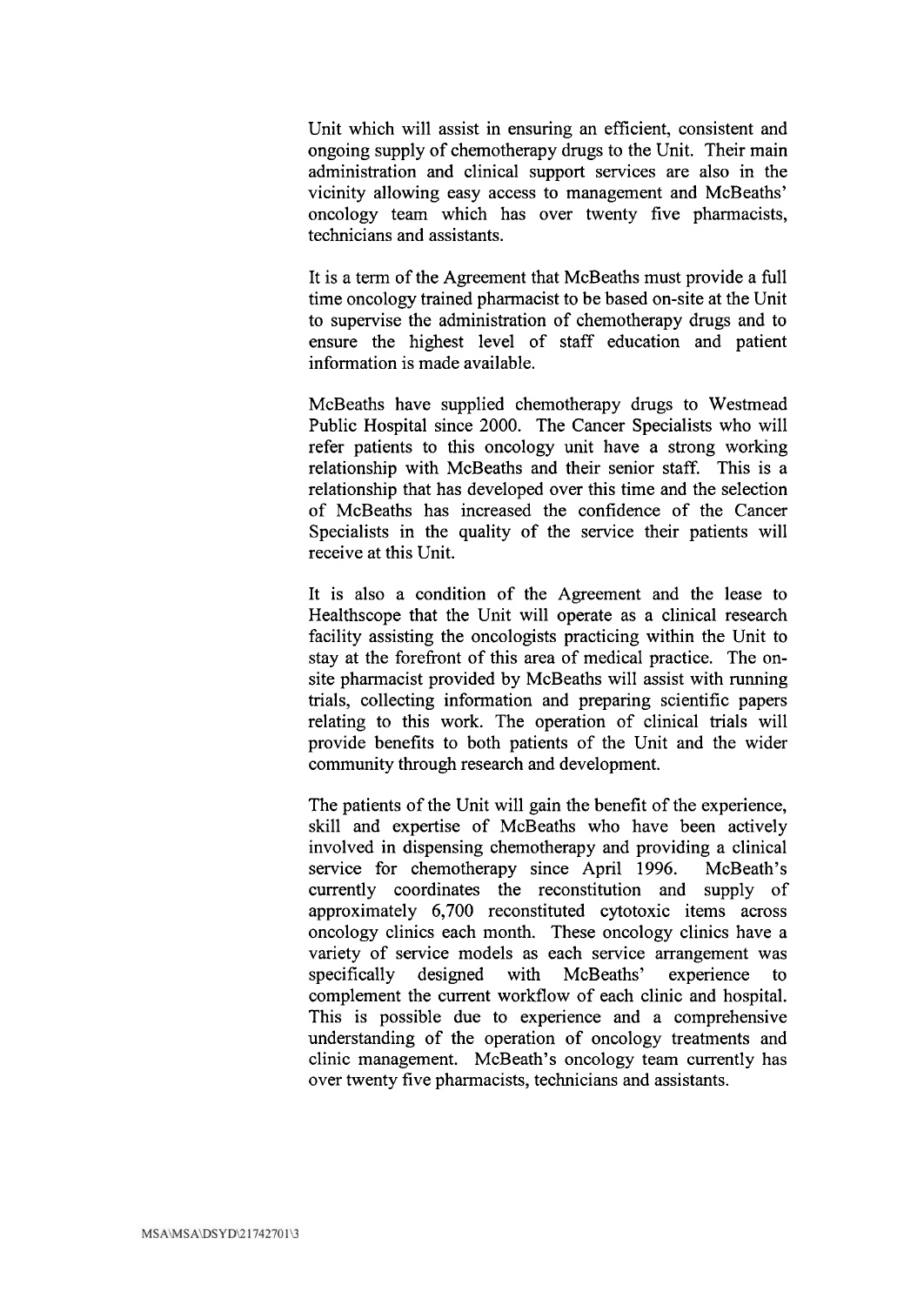Unit which will assist in ensuring an efficient, consistent and ongoing supply of chemotherapy drugs to the Unit. Their main administration and clinical support services are also in the vicinity allowing easy access to management and McBeaths' oncology team which has over twenty five pharmacists, technicians and assistants.

It is a term of the Agreement that McBeaths must provide a full time oncology trained pharmacist to be based on-site at the Unit to supervise the administration of chemotherapy drugs and to ensure the highest level of staff education and patient information is made available.

McBeaths have supplied chemotherapy drugs to Westmead Public Hospital since 2000. The Cancer Specialists who will refer patients to this oncology unit have a strong working relationship with McBeaths and their senior staff. This is a relationship that has developed over this time and the selection of McBeaths has increased the confidence of the Cancer Specialists in the quality of the service their patients will receive at this Unit.

It is also a condition of the Agreement and the lease to Healthscope that the Unit will operate as a clinical research facility assisting the oncologists practicing within the Unit to stay at the forefront of this area of medical practice. The on-site pharmacist provided by McBeaths will assist with running trials, collecting information and preparing scientific papers relating to this work. The operation of clinical trials will provide benefits to both patients of the Unit and the wider community through research and development.

The patients of the Unit will gain the benefit of the experience, skill and expertise of McBeaths who have been actively involved in dispensing chemotherapy and providing a clinical service for chemotherapy since April 1996. McBeath's currently coordinates the reconstitution and supply of approximately 6,700 reconstituted cytotoxic items across oncology clinics each month. These oncology clinics have a variety of service models as each service arrangement was specifically designed with McBeaths' experience to complement the current workflow of each clinic and hospital. This is possible due to experience and a comprehensive understanding of the operation of oncology treatments and clinic management. McBeath's oncology team currently has over twenty five pharmacists, technicians and assistants.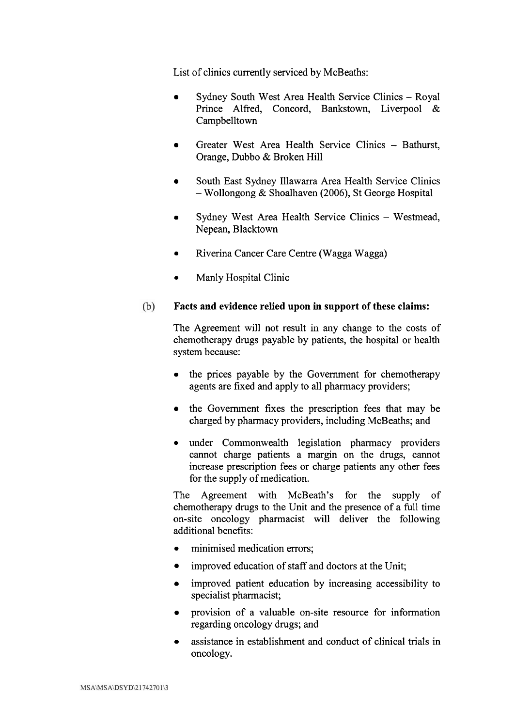List of clinics currently serviced by McBeaths:

- Sydney South West Area Health Service Clinics – Royal Prince Alfred, Concord, Bankstown, Liverpool & Campbelltown
- Greater West Area Health Service Clinics – Bathurst, Orange, Dubbo & Broken Hill
- South East Sydney Illawarra Area Health Service Clinics – Wollongong & Shoalhaven (2006), St George Hospital
- Sydney West Area Health Service Clinics – Westmead, Nepean, Blacktown
- Riverina Cancer Care Centre (Wagga Wagga)
- Manly Hospital Clinic

(b) **Facts and evidence relied upon in support of these claims:**

The Agreement will not result in any change to the costs of chemotherapy drugs payable by patients, the hospital or health system because:

- the prices payable by the Government for chemotherapy agents are fixed and apply to all pharmacy providers;
- the Government fixes the prescription fees that may be charged by pharmacy providers, including McBeaths; and
- under Commonwealth legislation pharmacy providers cannot charge patients a margin on the drugs, cannot increase prescription fees or charge patients any other fees for the supply of medication.

The Agreement with McBeath's for the supply of chemotherapy drugs to the Unit and the presence of a full time on-site oncology pharmacist will deliver the following additional benefits:

- minimised medication errors;
- improved education of staff and doctors at the Unit;
- improved patient education by increasing accessibility to specialist pharmacist;
- provision of a valuable on-site resource for information regarding oncology drugs; and
- assistance in establishment and conduct of clinical trials in oncology.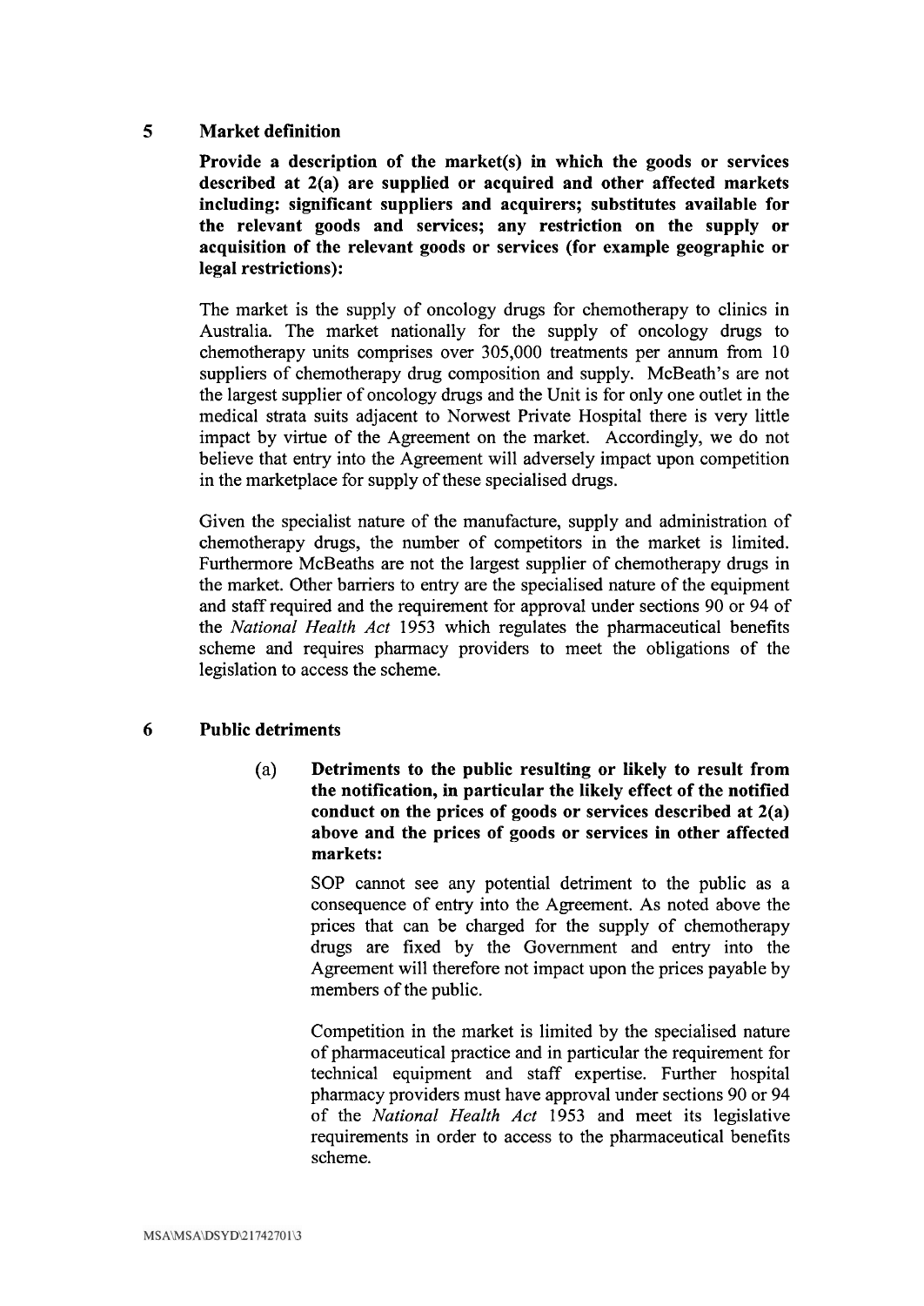## 5 Market definition

**Provide a description of the market(s) in which the goods or services described at 2(a) are supplied or acquired and other affected markets including: significant suppliers and acquirers; substitutes available for the relevant goods and services; any restriction on the supply or acquisition of the relevant goods or services (for example geographic or legal restrictions):**

The market is the supply of oncology drugs for chemotherapy to clinics in Australia. The market nationally for the supply of oncology drugs to chemotherapy units comprises over 305,000 treatments per annum from 10 suppliers of chemotherapy drug composition and supply. McBeath's are not the largest supplier of oncology drugs and the Unit is for only one outlet in the medical strata suits adjacent to Norwest Private Hospital there is very little impact by virtue of the Agreement on the market. Accordingly, we do not believe that entry into the Agreement will adversely impact upon competition in the marketplace for supply of these specialised drugs.

Given the specialist nature of the manufacture, supply and administration of chemotherapy drugs, the number of competitors in the market is limited. Furthermore McBeaths are not the largest supplier of chemotherapy drugs in the market. Other barriers to entry are the specialised nature of the equipment and staff required and the requirement for approval under sections 90 or 94 of the *National Health Act* 1953 which regulates the pharmaceutical benefits scheme and requires pharmacy providers to meet the obligations of the legislation to access the scheme.

## 6 Public detriments

(a) **Detriments to the public resulting or likely to result from the notification, in particular the likely effect of the notified conduct on the prices of goods or services described at 2(a) above and the prices of goods or services in other affected markets:**

SOP cannot see any potential detriment to the public as a consequence of entry into the Agreement. As noted above the prices that can be charged for the supply of chemotherapy drugs are fixed by the Government and entry into the Agreement will therefore not impact upon the prices payable by members of the public.

Competition in the market is limited by the specialised nature of pharmaceutical practice and in particular the requirement for technical equipment and staff expertise. Further hospital pharmacy providers must have approval under sections 90 or 94 of the *National Health Act* 1953 and meet its legislative requirements in order to access to the pharmaceutical benefits scheme.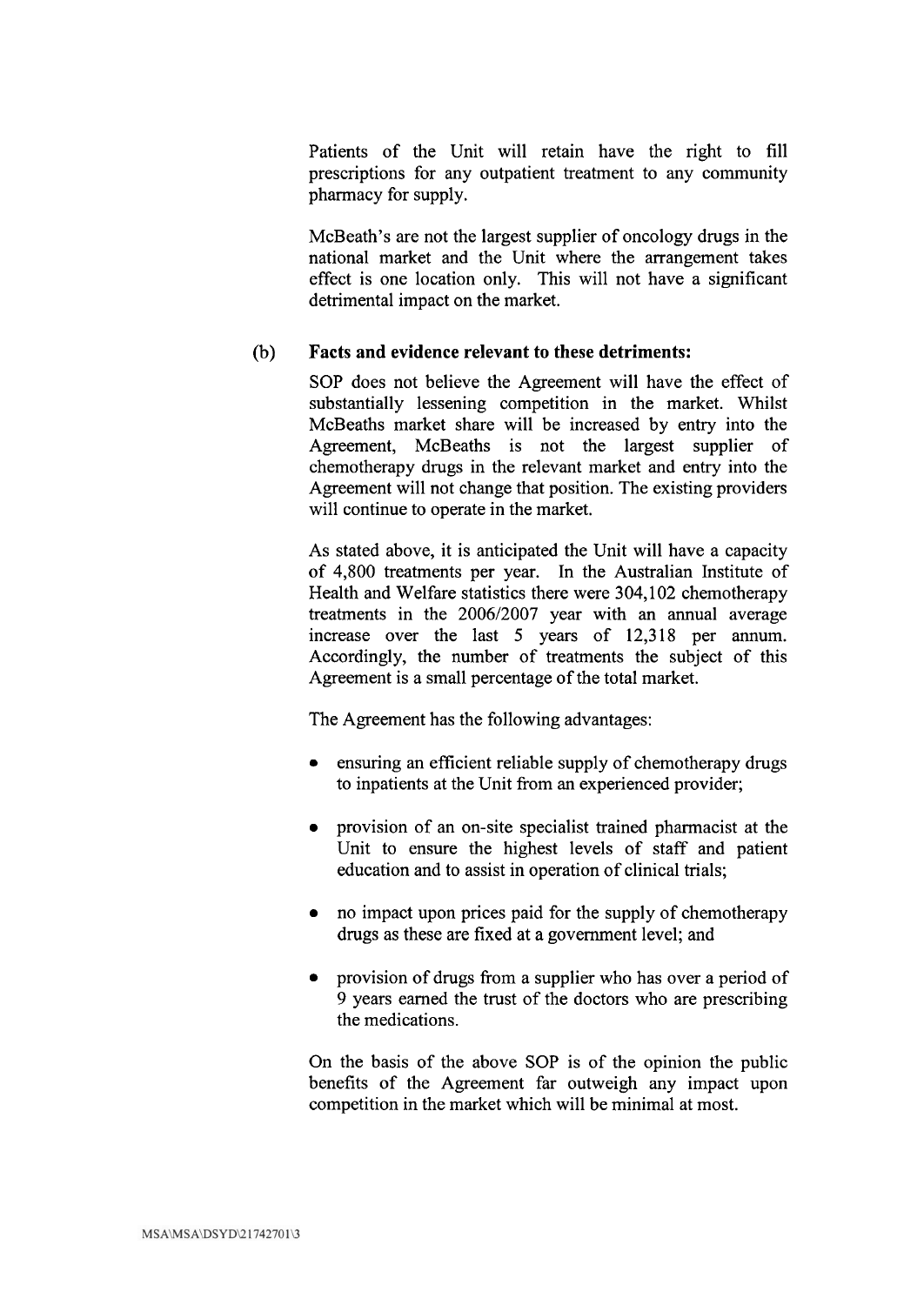Patients of the Unit will retain have the right to fill prescriptions for any outpatient treatment to any community pharmacy for supply.

McBeath's are not the largest supplier of oncology drugs in the national market and the Unit where the arrangement takes effect is one location only. This will not have a significant detrimental impact on the market.

(b) **Facts and evidence relevant to these detriments:**

SOP does not believe the Agreement will have the effect of substantially lessening competition in the market. Whilst McBeaths market share will be increased by entry into the Agreement, McBeaths is not the largest supplier of chemotherapy drugs in the relevant market and entry into the Agreement will not change that position. The existing providers will continue to operate in the market.

As stated above, it is anticipated the Unit will have a capacity of 4,800 treatments per year. In the Australian Institute of Health and Welfare statistics there were 304,102 chemotherapy treatments in the 2006/2007 year with an annual average increase over the last 5 years of 12,318 per annum. Accordingly, the number of treatments the subject of this Agreement is a small percentage of the total market.

The Agreement has the following advantages:

- ensuring an efficient reliable supply of chemotherapy drugs to inpatients at the Unit from an experienced provider;
- provision of an on-site specialist trained pharmacist at the Unit to ensure the highest levels of staff and patient education and to assist in operation of clinical trials;
- no impact upon prices paid for the supply of chemotherapy drugs as these are fixed at a government level; and
- provision of drugs from a supplier who has over a period of 9 years earned the trust of the doctors who are prescribing the medications.

On the basis of the above SOP is of the opinion the public benefits of the Agreement far outweigh any impact upon competition in the market which will be minimal at most.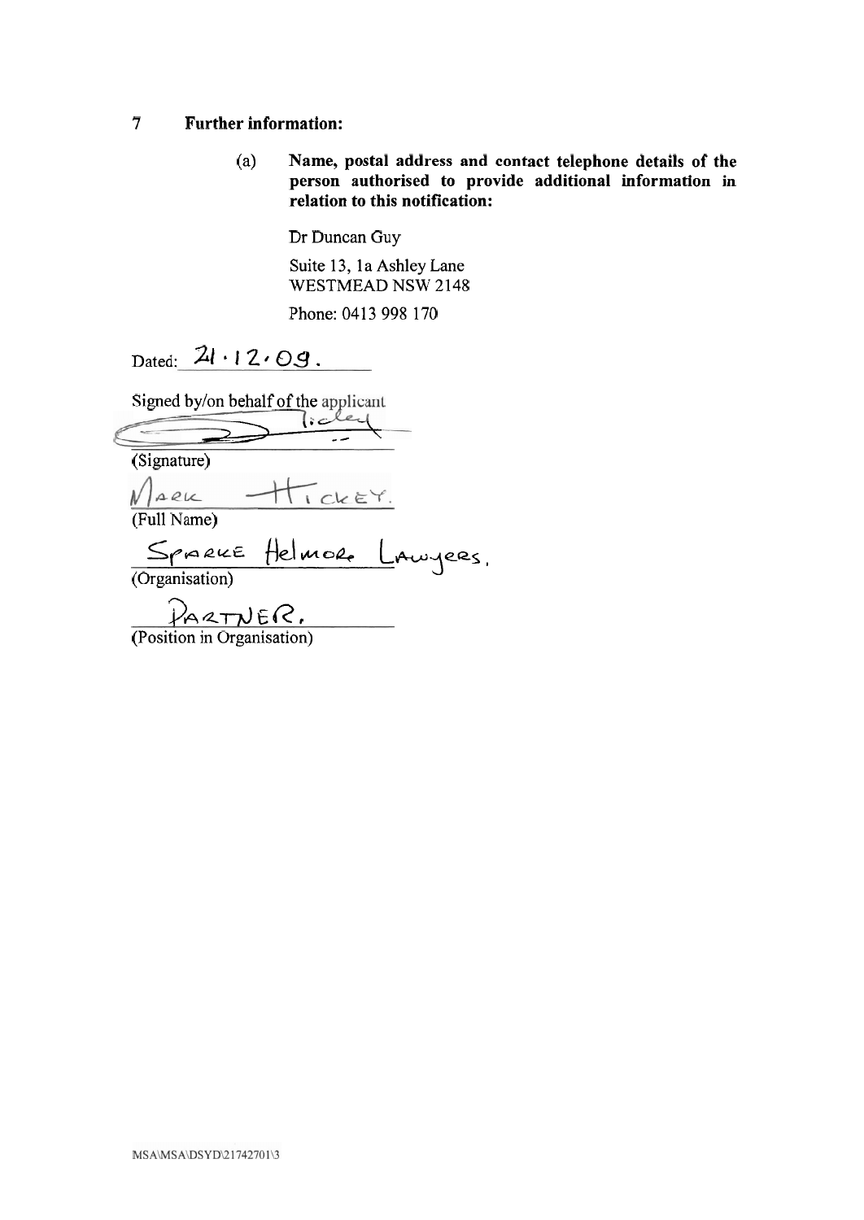## 7 Further information:

**(a) Name, postal address and contact telephone details of the person authorised to provide additional information in relation to this notification:**

Dr Duncan Guy

Suite 13, 1a Ashley Lane
WESTMEAD NSW 2148

Phone: 0413 998 170

Dated: 21.12.09.

Signed by/on behalf of the applicant

(Signature)

MARK HICKEY.
(Full Name)

Sparke Helmore Lawyers.
(Organisation)

PARTNER.
(Position in Organisation)

MSA\MSA\DSYD\21742701\3